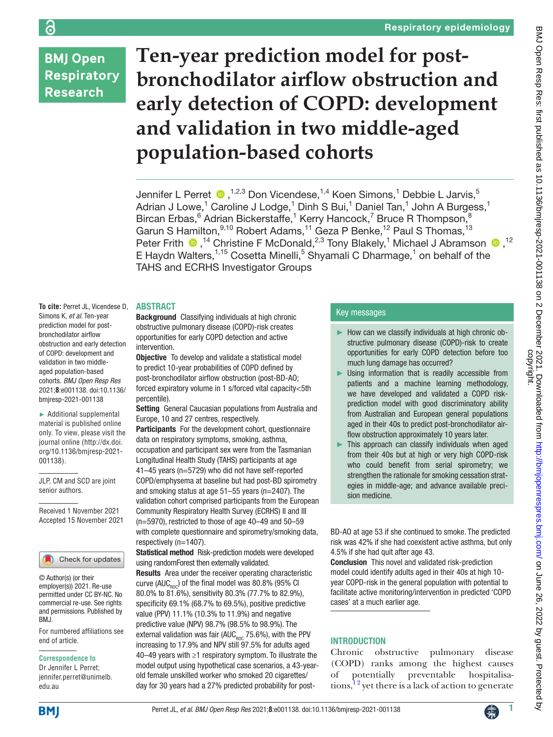Respiratory epidemiology

# Ten-year prediction model for post-bronchodilator airflow obstruction and early detection of COPD: development and validation in two middle-aged population-based cohorts

Jennifer L Perret,[1,2,3] Don Vicendese,[1,4] Koen Simons,[1] Debbie L Jarvis,[5] Adrian J Lowe,[1] Caroline J Lodge,[1] Dinh S Bui,[1] Daniel Tan,[1] John A Burgess,[1] Bircan Erbas,[6] Adrian Bickerstaffe,[1] Kerry Hancock,[7] Bruce R Thompson,[8] Garun S Hamilton,[9,10] Robert Adams,[11] Geza P Benke,[12] Paul S Thomas,[13] Peter Frith,[14] Christine F McDonald,[2,3] Tony Blakely,[1] Michael J Abramson,[12] E Haydn Walters,[1,15] Cosetta Minelli,[5] Shyamali C Dharmage,[1] on behalf of the TAHS and ECRHS Investigator Groups

**To cite:** Perret JL, Vicendese D, Simons K, *et al*. Ten-year prediction model for post-bronchodilator airflow obstruction and early detection of COPD: development and validation in two middle-aged population-based cohorts. *BMJ Open Resp Res* 2021;**8**:e001138. doi:10.1136/bmjresp-2021-001138

► Additional supplemental material is published online only. To view, please visit the journal online (http://dx.doi.org/10.1136/bmjresp-2021-001138).

JLP, CM and SCD are joint senior authors.

Received 1 November 2021
Accepted 15 November 2021

© Author(s) (or their employer(s)) 2021. Re-use permitted under CC BY-NC. No commercial re-use. See rights and permissions. Published by BMJ.

For numbered affiliations see end of article.

**Correspondence to**
Dr Jennifer L Perret; jennifer.perret@unimelb.edu.au

## ABSTRACT

**Background** Classifying individuals at high chronic obstructive pulmonary disease (COPD)-risk creates opportunities for early COPD detection and active intervention.

**Objective** To develop and validate a statistical model to predict 10-year probabilities of COPD defined by post-bronchodilator airflow obstruction (post-BD-AO; forced expiratory volume in 1 s/forced vital capacity<5th percentile).

**Setting** General Caucasian populations from Australia and Europe, 10 and 27 centres, respectively.

**Participants** For the development cohort, questionnaire data on respiratory symptoms, smoking, asthma, occupation and participant sex were from the Tasmanian Longitudinal Health Study (TAHS) participants at age 41–45 years (n=5729) who did not have self-reported COPD/emphysema at baseline but had post-BD spirometry and smoking status at age 51–55 years (n=2407). The validation cohort comprised participants from the European Community Respiratory Health Survey (ECRHS) II and III (n=5970), restricted to those of age 40–49 and 50–59 with complete questionnaire and spirometry/smoking data, respectively (n=1407).

**Statistical method** Risk-prediction models were developed using randomForest then externally validated.

**Results** Area under the receiver operating characteristic curve ($AUC_{ROC}$) of the final model was 80.8% (95% CI 80.0% to 81.6%), sensitivity 80.3% (77.7% to 82.9%), specificity 69.1% (68.7% to 69.5%), positive predictive value (PPV) 11.1% (10.3% to 11.9%) and negative predictive value (NPV) 98.7% (98.5% to 98.9%). The external validation was fair ($AUC_{ROC}$ 75.6%), with the PPV increasing to 17.9% and NPV still 97.5% for adults aged 40–49 years with ≥1 respiratory symptom. To illustrate the model output using hypothetical case scenarios, a 43-year-old female unskilled worker who smoked 20 cigarettes/day for 30 years had a 27% predicted probability for post-BD-AO at age 53 if she continued to smoke. The predicted risk was 42% if she had coexistent active asthma, but only 4.5% if she had quit after age 43.

**Conclusion** This novel and validated risk-prediction model could identify adults aged in their 40s at high 10-year COPD-risk in the general population with potential to facilitate active monitoring/intervention in predicted 'COPD cases' at a much earlier age.

## Key messages

► How can we classify individuals at high chronic obstructive pulmonary disease (COPD)-risk to create opportunities for early COPD detection before too much lung damage has occurred?

► Using information that is readily accessible from patients and a machine learning methodology, we have developed and validated a COPD risk-prediction model with good discriminatory ability from Australian and European general populations aged in their 40s to predict post-bronchodilator airflow obstruction approximately 10 years later.

► This approach can classify individuals when aged from their 40s but at high or very high COPD-risk who could benefit from serial spirometry; we strengthen the rationale for smoking cessation strategies in middle-age; and advance available precision medicine.

## INTRODUCTION

Chronic obstructive pulmonary disease (COPD) ranks among the highest causes of potentially preventable hospitalisations,[1,2] yet there is a lack of action to generate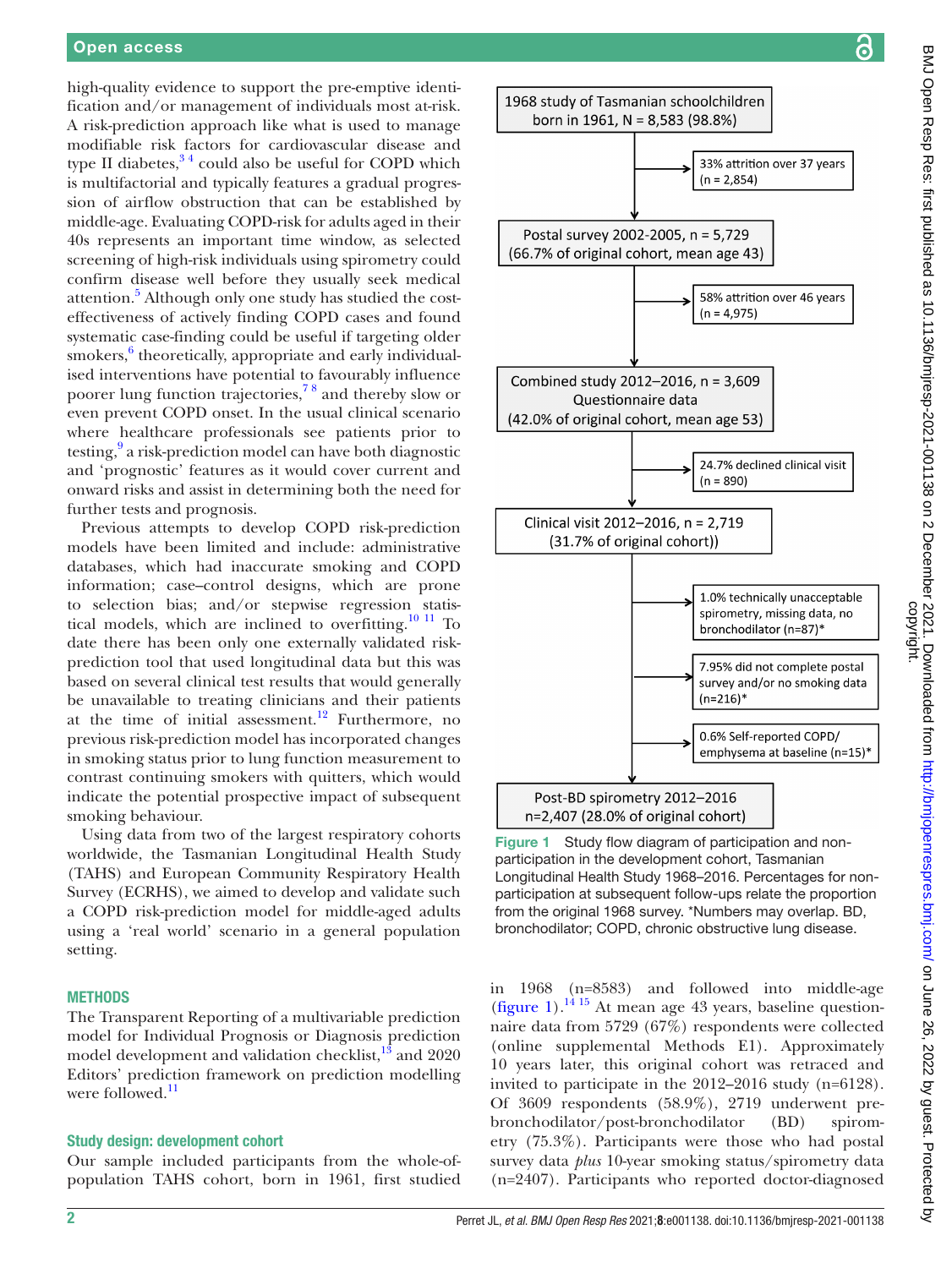high-quality evidence to support the pre-emptive identification and/or management of individuals most at-risk. A risk-prediction approach like what is used to manage modifiable risk factors for cardiovascular disease and type II diabetes,[3,4] could also be useful for COPD which is multifactorial and typically features a gradual progression of airflow obstruction that can be established by middle-age. Evaluating COPD-risk for adults aged in their 40s represents an important time window, as selected screening of high-risk individuals using spirometry could confirm disease well before they usually seek medical attention.[5] Although only one study has studied the cost-effectiveness of actively finding COPD cases and found systematic case-finding could be useful if targeting older smokers,[6] theoretically, appropriate and early individualised interventions have potential to favourably influence poorer lung function trajectories,[7,8] and thereby slow or even prevent COPD onset. In the usual clinical scenario where healthcare professionals see patients prior to testing,[9] a risk-prediction model can have both diagnostic and 'prognostic' features as it would cover current and onward risks and assist in determining both the need for further tests and prognosis.

Previous attempts to develop COPD risk-prediction models have been limited and include: administrative databases, which had inaccurate smoking and COPD information; case–control designs, which are prone to selection bias; and/or stepwise regression statistical models, which are inclined to overfitting.[10,11] To date there has been only one externally validated risk-prediction tool that used longitudinal data but this was based on several clinical test results that would generally be unavailable to treating clinicians and their patients at the time of initial assessment.[12] Furthermore, no previous risk-prediction model has incorporated changes in smoking status prior to lung function measurement to contrast continuing smokers with quitters, which would indicate the potential prospective impact of subsequent smoking behaviour.

Using data from two of the largest respiratory cohorts worldwide, the Tasmanian Longitudinal Health Study (TAHS) and European Community Respiratory Health Survey (ECRHS), we aimed to develop and validate such a COPD risk-prediction model for middle-aged adults using a 'real world' scenario in a general population setting.

## METHODS

The Transparent Reporting of a multivariable prediction model for Individual Prognosis or Diagnosis prediction model development and validation checklist,[13] and 2020 Editors' prediction framework on prediction modelling were followed.[11]

### Study design: development cohort

Our sample included participants from the whole-of-population TAHS cohort, born in 1961, first studied in 1968 (n=8583) and followed into middle-age (figure 1).[14,15] At mean age 43 years, baseline questionnaire data from 5729 (67%) respondents were collected (online supplemental Methods E1). Approximately 10 years later, this original cohort was retraced and invited to participate in the 2012–2016 study (n=6128). Of 3609 respondents (58.9%), 2719 underwent pre-bronchodilator/post-bronchodilator (BD) spirometry (75.3%). Participants were those who had postal survey data *plus* 10-year smoking status/spirometry data (n=2407). Participants who reported doctor-diagnosed

1968 study of Tasmanian schoolchildren born in 1961, N = 8,583 (98.8%)
→ 33% attrition over 37 years (n = 2,854)
Postal survey 2002-2005, n = 5,729 (66.7% of original cohort, mean age 43)
→ 58% attrition over 46 years (n = 4,975)
Combined study 2012–2016, n = 3,609 Questionnaire data (42.0% of original cohort, mean age 53)
→ 24.7% declined clinical visit (n = 890)
Clinical visit 2012–2016, n = 2,719 (31.7% of original cohort))
→ 1.0% technically unacceptable spirometry, missing data, no bronchodilator (n=87)*
→ 7.95% did not complete postal survey and/or no smoking data (n=216)*
→ 0.6% Self-reported COPD/ emphysema at baseline (n=15)*
Post-BD spirometry 2012–2016 n=2,407 (28.0% of original cohort)

**Figure 1** Study flow diagram of participation and non-participation in the development cohort, Tasmanian Longitudinal Health Study 1968–2016. Percentages for non-participation at subsequent follow-ups relate the proportion from the original 1968 survey. *Numbers may overlap. BD, bronchodilator; COPD, chronic obstructive lung disease.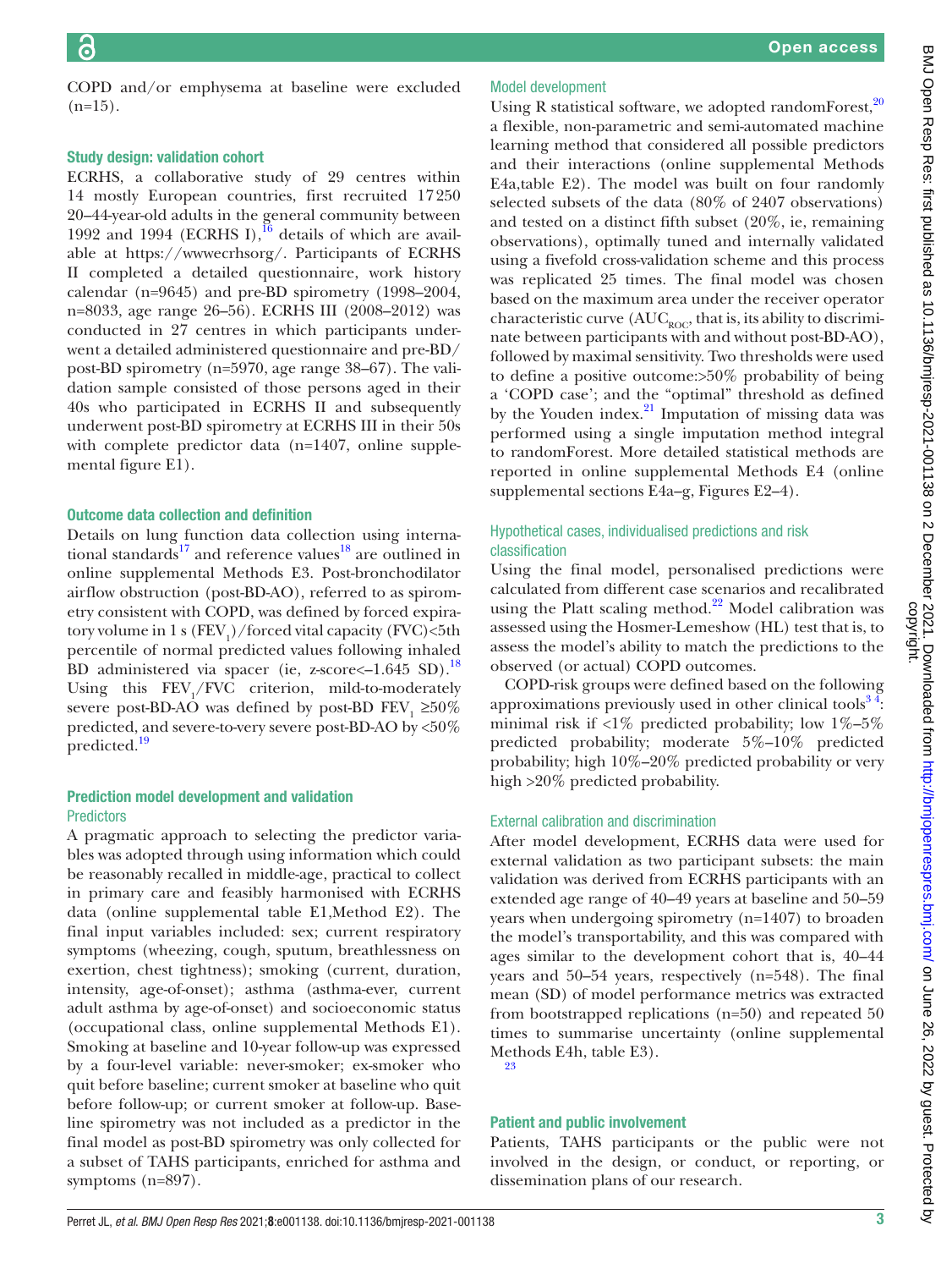COPD and/or emphysema at baseline were excluded (n=15).

### Study design: validation cohort

ECRHS, a collaborative study of 29 centres within 14 mostly European countries, first recruited 17 250 20–44-year-old adults in the general community between 1992 and 1994 (ECRHS I),[16] details of which are available at https://wwwecrhsorg/. Participants of ECRHS II completed a detailed questionnaire, work history calendar (n=9645) and pre-BD spirometry (1998–2004, n=8033, age range 26–56). ECRHS III (2008–2012) was conducted in 27 centres in which participants underwent a detailed administered questionnaire and pre-BD/post-BD spirometry (n=5970, age range 38–67). The validation sample consisted of those persons aged in their 40s who participated in ECRHS II and subsequently underwent post-BD spirometry at ECRHS III in their 50s with complete predictor data (n=1407, online supplemental figure E1).

### Outcome data collection and definition

Details on lung function data collection using international standards[17] and reference values[18] are outlined in online supplemental Methods E3. Post-bronchodilator airflow obstruction (post-BD-AO), referred to as spirometry consistent with COPD, was defined by forced expiratory volume in 1 s ($FEV_1$)/forced vital capacity (FVC)<5th percentile of normal predicted values following inhaled BD administered via spacer (ie, z-score<–1.645 SD).[18] Using this $FEV_1$/FVC criterion, mild-to-moderately severe post-BD-AO was defined by post-BD $FEV_1$ ≥50% predicted, and severe-to-very severe post-BD-AO by <50% predicted.[19]

### Prediction model development and validation

#### Predictors

A pragmatic approach to selecting the predictor variables was adopted through using information which could be reasonably recalled in middle-age, practical to collect in primary care and feasibly harmonised with ECRHS data (online supplemental table E1,Method E2). The final input variables included: sex; current respiratory symptoms (wheezing, cough, sputum, breathlessness on exertion, chest tightness); smoking (current, duration, intensity, age-of-onset); asthma (asthma-ever, current adult asthma by age-of-onset) and socioeconomic status (occupational class, online supplemental Methods E1). Smoking at baseline and 10-year follow-up was expressed by a four-level variable: never-smoker; ex-smoker who quit before baseline; current smoker at baseline who quit before follow-up; or current smoker at follow-up. Baseline spirometry was not included as a predictor in the final model as post-BD spirometry was only collected for a subset of TAHS participants, enriched for asthma and symptoms (n=897).

#### Model development

Using R statistical software, we adopted randomForest,[20] a flexible, non-parametric and semi-automated machine learning method that considered all possible predictors and their interactions (online supplemental Methods E4a,table E2). The model was built on four randomly selected subsets of the data (80% of 2407 observations) and tested on a distinct fifth subset (20%, ie, remaining observations), optimally tuned and internally validated using a fivefold cross-validation scheme and this process was replicated 25 times. The final model was chosen based on the maximum area under the receiver operator characteristic curve ($AUC_{ROC}$, that is, its ability to discriminate between participants with and without post-BD-AO), followed by maximal sensitivity. Two thresholds were used to define a positive outcome:>50% probability of being a 'COPD case'; and the "optimal" threshold as defined by the Youden index.[21] Imputation of missing data was performed using a single imputation method integral to randomForest. More detailed statistical methods are reported in online supplemental Methods E4 (online supplemental sections E4a–g, Figures E2–4).

#### Hypothetical cases, individualised predictions and risk classification

Using the final model, personalised predictions were calculated from different case scenarios and recalibrated using the Platt scaling method.[22] Model calibration was assessed using the Hosmer-Lemeshow (HL) test that is, to assess the model's ability to match the predictions to the observed (or actual) COPD outcomes.

COPD-risk groups were defined based on the following approximations previously used in other clinical tools[3,4]: minimal risk if <1% predicted probability; low 1%–5% predicted probability; moderate 5%–10% predicted probability; high 10%–20% predicted probability or very high >20% predicted probability.

#### External calibration and discrimination

After model development, ECRHS data were used for external validation as two participant subsets: the main validation was derived from ECRHS participants with an extended age range of 40–49 years at baseline and 50–59 years when undergoing spirometry (n=1407) to broaden the model's transportability, and this was compared with ages similar to the development cohort that is, 40–44 years and 50–54 years, respectively (n=548). The final mean (SD) of model performance metrics was extracted from bootstrapped replications (n=50) and repeated 50 times to summarise uncertainty (online supplemental Methods E4h, table E3).[23]

### Patient and public involvement

Patients, TAHS participants or the public were not involved in the design, or conduct, or reporting, or dissemination plans of our research.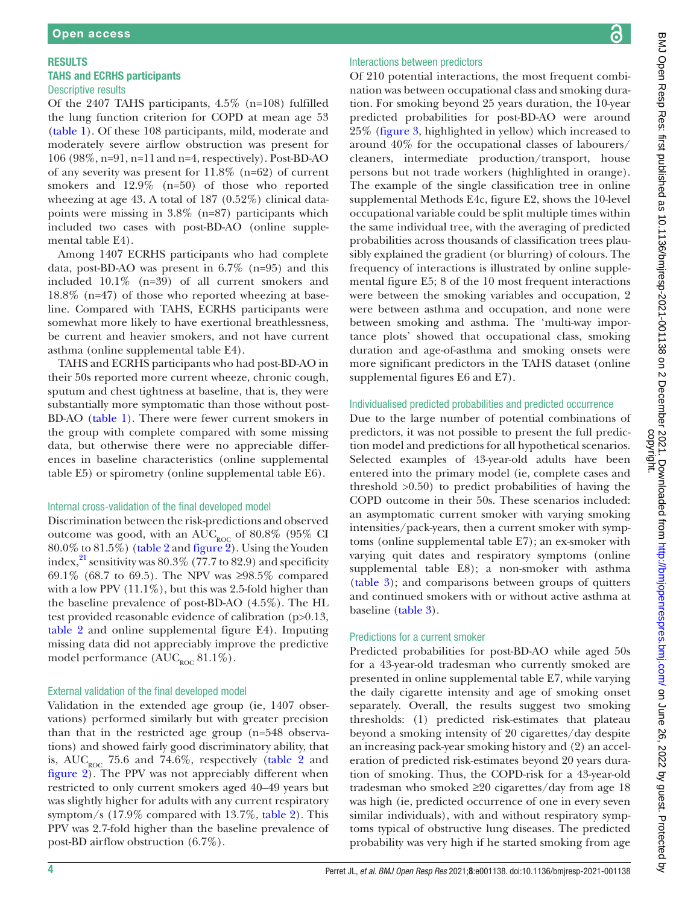## RESULTS

### TAHS and ECRHS participants

#### Descriptive results

Of the 2407 TAHS participants, 4.5% (n=108) fulfilled the lung function criterion for COPD at mean age 53 (table 1). Of these 108 participants, mild, moderate and moderately severe airflow obstruction was present for 106 (98%, n=91, n=11 and n=4, respectively). Post-BD-AO of any severity was present for 11.8% (n=62) of current smokers and 12.9% (n=50) of those who reported wheezing at age 43. A total of 187 (0.52%) clinical datapoints were missing in 3.8% (n=87) participants which included two cases with post-BD-AO (online supplemental table E4).

Among 1407 ECRHS participants who had complete data, post-BD-AO was present in 6.7% (n=95) and this included 10.1% (n=39) of all current smokers and 18.8% (n=47) of those who reported wheezing at baseline. Compared with TAHS, ECRHS participants were somewhat more likely to have exertional breathlessness, be current and heavier smokers, and not have current asthma (online supplemental table E4).

TAHS and ECRHS participants who had post-BD-AO in their 50s reported more current wheeze, chronic cough, sputum and chest tightness at baseline, that is, they were substantially more symptomatic than those without post-BD-AO (table 1). There were fewer current smokers in the group with complete compared with some missing data, but otherwise there were no appreciable differences in baseline characteristics (online supplemental table E5) or spirometry (online supplemental table E6).

#### Internal cross-validation of the final developed model

Discrimination between the risk-predictions and observed outcome was good, with an $AUC_{ROC}$ of 80.8% (95% CI 80.0% to 81.5%) (table 2 and figure 2). Using the Youden index,[21] sensitivity was 80.3% (77.7 to 82.9) and specificity 69.1% (68.7 to 69.5). The NPV was ≥98.5% compared with a low PPV (11.1%), but this was 2.5-fold higher than the baseline prevalence of post-BD-AO (4.5%). The HL test provided reasonable evidence of calibration (p>0.13, table 2 and online supplemental figure E4). Imputing missing data did not appreciably improve the predictive model performance ($AUC_{ROC}$ 81.1%).

#### External validation of the final developed model

Validation in the extended age group (ie, 1407 observations) performed similarly but with greater precision than that in the restricted age group (n=548 observations) and showed fairly good discriminatory ability, that is, $AUC_{ROC}$ 75.6 and 74.6%, respectively (table 2 and figure 2). The PPV was not appreciably different when restricted to only current smokers aged 40–49 years but was slightly higher for adults with any current respiratory symptom/s (17.9% compared with 13.7%, table 2). This PPV was 2.7-fold higher than the baseline prevalence of post-BD airflow obstruction (6.7%).

#### Interactions between predictors

Of 210 potential interactions, the most frequent combination was between occupational class and smoking duration. For smoking beyond 25 years duration, the 10-year predicted probabilities for post-BD-AO were around 25% (figure 3, highlighted in yellow) which increased to around 40% for the occupational classes of labourers/cleaners, intermediate production/transport, house persons but not trade workers (highlighted in orange). The example of the single classification tree in online supplemental Methods E4c, figure E2, shows the 10-level occupational variable could be split multiple times within the same individual tree, with the averaging of predicted probabilities across thousands of classification trees plausibly explained the gradient (or blurring) of colours. The frequency of interactions is illustrated by online supplemental figure E5; 8 of the 10 most frequent interactions were between the smoking variables and occupation, 2 were between asthma and occupation, and none were between smoking and asthma. The 'multi-way importance plots' showed that occupational class, smoking duration and age-of-asthma and smoking onsets were more significant predictors in the TAHS dataset (online supplemental figures E6 and E7).

#### Individualised predicted probabilities and predicted occurrence

Due to the large number of potential combinations of predictors, it was not possible to present the full prediction model and predictions for all hypothetical scenarios. Selected examples of 43-year-old adults have been entered into the primary model (ie, complete cases and threshold >0.50) to predict probabilities of having the COPD outcome in their 50s. These scenarios included: an asymptomatic current smoker with varying smoking intensities/pack-years, then a current smoker with symptoms (online supplemental table E7); an ex-smoker with varying quit dates and respiratory symptoms (online supplemental table E8); a non-smoker with asthma (table 3); and comparisons between groups of quitters and continued smokers with or without active asthma at baseline (table 3).

#### Predictions for a current smoker

Predicted probabilities for post-BD-AO while aged 50s for a 43-year-old tradesman who currently smoked are presented in online supplemental table E7, while varying the daily cigarette intensity and age of smoking onset separately. Overall, the results suggest two smoking thresholds: (1) predicted risk-estimates that plateau beyond a smoking intensity of 20 cigarettes/day despite an increasing pack-year smoking history and (2) an acceleration of predicted risk-estimates beyond 20 years duration of smoking. Thus, the COPD-risk for a 43-year-old tradesman who smoked ≥20 cigarettes/day from age 18 was high (ie, predicted occurrence of one in every seven similar individuals), with and without respiratory symptoms typical of obstructive lung diseases. The predicted probability was very high if he started smoking from age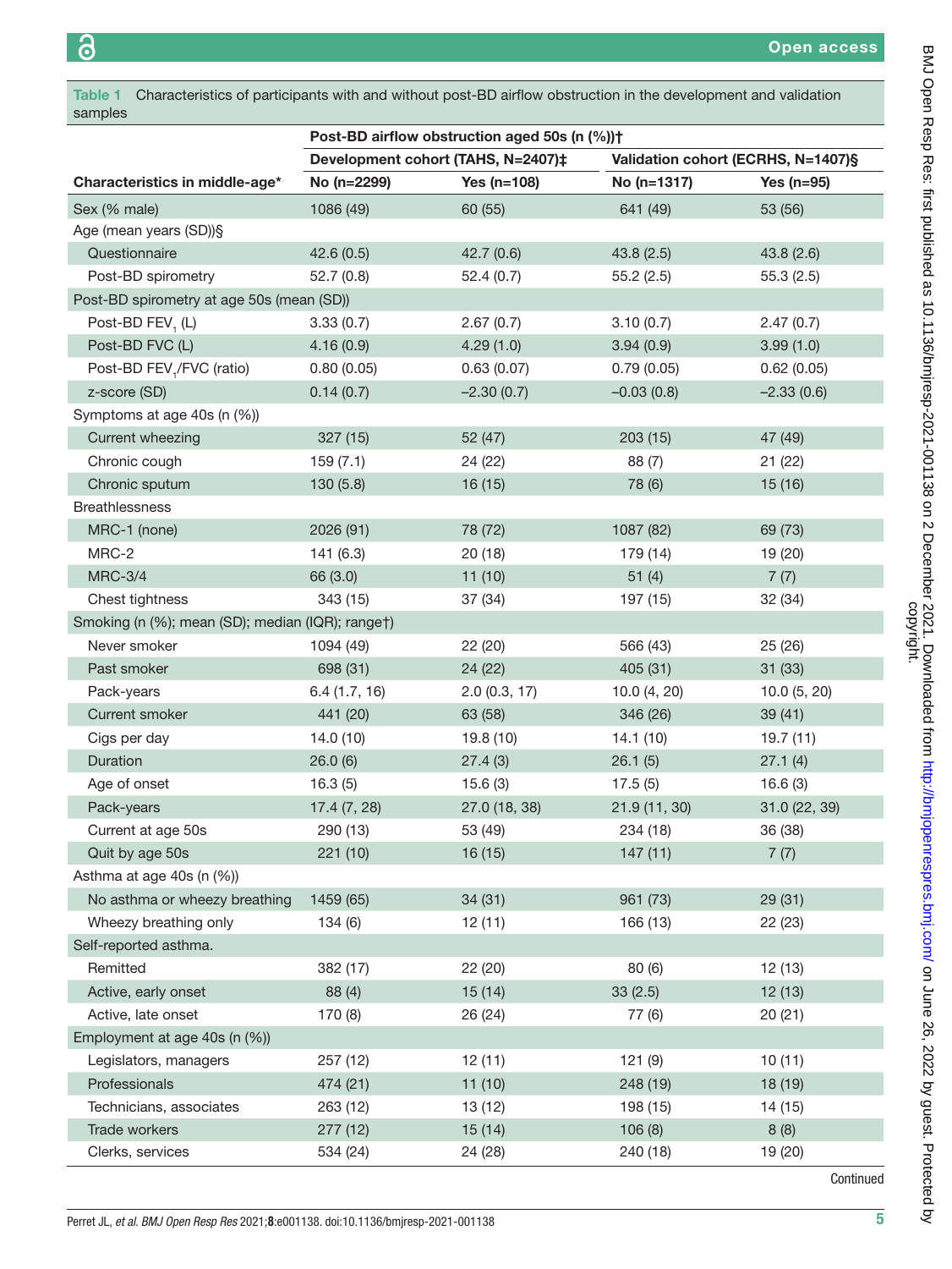**Table 1** Characteristics of participants with and without post-BD airflow obstruction in the development and validation samples

| | Post-BD airflow obstruction aged 50s (n (%))† | | | |
|---|---|---|---|---|
| | Development cohort (TAHS, N=2407)‡ | | Validation cohort (ECRHS, N=1407)§ | |
| Characteristics in middle-age* | No (n=2299) | Yes (n=108) | No (n=1317) | Yes (n=95) |
| Sex (% male) | 1086 (49) | 60 (55) | 641 (49) | 53 (56) |
| Age (mean years (SD))§ | | | | |
| Questionnaire | 42.6 (0.5) | 42.7 (0.6) | 43.8 (2.5) | 43.8 (2.6) |
| Post-BD spirometry | 52.7 (0.8) | 52.4 (0.7) | 55.2 (2.5) | 55.3 (2.5) |
| Post-BD spirometry at age 50s (mean (SD)) | | | | |
| Post-BD $FEV_1$ (L) | 3.33 (0.7) | 2.67 (0.7) | 3.10 (0.7) | 2.47 (0.7) |
| Post-BD FVC (L) | 4.16 (0.9) | 4.29 (1.0) | 3.94 (0.9) | 3.99 (1.0) |
| Post-BD $FEV_1$/FVC (ratio) | 0.80 (0.05) | 0.63 (0.07) | 0.79 (0.05) | 0.62 (0.05) |
| z-score (SD) | 0.14 (0.7) | −2.30 (0.7) | −0.03 (0.8) | −2.33 (0.6) |
| Symptoms at age 40s (n (%)) | | | | |
| Current wheezing | 327 (15) | 52 (47) | 203 (15) | 47 (49) |
| Chronic cough | 159 (7.1) | 24 (22) | 88 (7) | 21 (22) |
| Chronic sputum | 130 (5.8) | 16 (15) | 78 (6) | 15 (16) |
| Breathlessness | | | | |
| MRC-1 (none) | 2026 (91) | 78 (72) | 1087 (82) | 69 (73) |
| MRC-2 | 141 (6.3) | 20 (18) | 179 (14) | 19 (20) |
| MRC-3/4 | 66 (3.0) | 11 (10) | 51 (4) | 7 (7) |
| Chest tightness | 343 (15) | 37 (34) | 197 (15) | 32 (34) |
| Smoking (n (%); mean (SD); median (IQR); range†) | | | | |
| Never smoker | 1094 (49) | 22 (20) | 566 (43) | 25 (26) |
| Past smoker | 698 (31) | 24 (22) | 405 (31) | 31 (33) |
| Pack-years | 6.4 (1.7, 16) | 2.0 (0.3, 17) | 10.0 (4, 20) | 10.0 (5, 20) |
| Current smoker | 441 (20) | 63 (58) | 346 (26) | 39 (41) |
| Cigs per day | 14.0 (10) | 19.8 (10) | 14.1 (10) | 19.7 (11) |
| Duration | 26.0 (6) | 27.4 (3) | 26.1 (5) | 27.1 (4) |
| Age of onset | 16.3 (5) | 15.6 (3) | 17.5 (5) | 16.6 (3) |
| Pack-years | 17.4 (7, 28) | 27.0 (18, 38) | 21.9 (11, 30) | 31.0 (22, 39) |
| Current at age 50s | 290 (13) | 53 (49) | 234 (18) | 36 (38) |
| Quit by age 50s | 221 (10) | 16 (15) | 147 (11) | 7 (7) |
| Asthma at age 40s (n (%)) | | | | |
| No asthma or wheezy breathing | 1459 (65) | 34 (31) | 961 (73) | 29 (31) |
| Wheezy breathing only | 134 (6) | 12 (11) | 166 (13) | 22 (23) |
| Self-reported asthma. | | | | |
| Remitted | 382 (17) | 22 (20) | 80 (6) | 12 (13) |
| Active, early onset | 88 (4) | 15 (14) | 33 (2.5) | 12 (13) |
| Active, late onset | 170 (8) | 26 (24) | 77 (6) | 20 (21) |
| Employment at age 40s (n (%)) | | | | |
| Legislators, managers | 257 (12) | 12 (11) | 121 (9) | 10 (11) |
| Professionals | 474 (21) | 11 (10) | 248 (19) | 18 (19) |
| Technicians, associates | 263 (12) | 13 (12) | 198 (15) | 14 (15) |
| Trade workers | 277 (12) | 15 (14) | 106 (8) | 8 (8) |
| Clerks, services | 534 (24) | 24 (28) | 240 (18) | 19 (20) |

Continued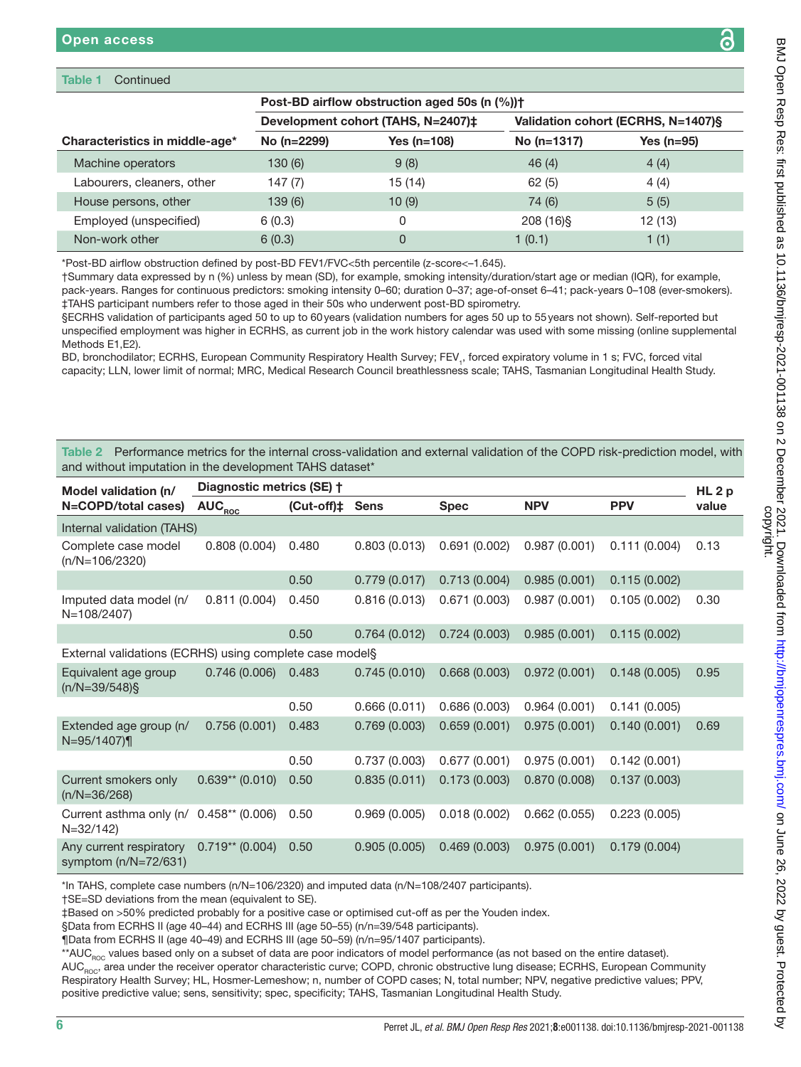**Table 1** Continued

| Characteristics in middle-age* | Post-BD airflow obstruction aged 50s (n (%))† | | | |
|---|---|---|---|---|
| | Development cohort (TAHS, N=2407)‡ | | Validation cohort (ECRHS, N=1407)§ | |
| | No (n=2299) | Yes (n=108) | No (n=1317) | Yes (n=95) |
| Machine operators | 130 (6) | 9 (8) | 46 (4) | 4 (4) |
| Labourers, cleaners, other | 147 (7) | 15 (14) | 62 (5) | 4 (4) |
| House persons, other | 139 (6) | 10 (9) | 74 (6) | 5 (5) |
| Employed (unspecified) | 6 (0.3) | 0 | 208 (16)§ | 12 (13) |
| Non-work other | 6 (0.3) | 0 | 1 (0.1) | 1 (1) |

*Post-BD airflow obstruction defined by post-BD FEV1/FVC<5th percentile (z-score<–1.645).
†Summary data expressed by n (%) unless by mean (SD), for example, smoking intensity/duration/start age or median (IQR), for example, pack-years. Ranges for continuous predictors: smoking intensity 0–60; duration 0–37; age-of-onset 6–41; pack-years 0–108 (ever-smokers).
‡TAHS participant numbers refer to those aged in their 50s who underwent post-BD spirometry.
§ECRHS validation of participants aged 50 to up to 60 years (validation numbers for ages 50 up to 55 years not shown). Self-reported but unspecified employment was higher in ECRHS, as current job in the work history calendar was used with some missing (online supplemental Methods E1,E2).
BD, bronchodilator; ECRHS, European Community Respiratory Health Survey; $FEV_1$, forced expiratory volume in 1 s; FVC, forced vital capacity; LLN, lower limit of normal; MRC, Medical Research Council breathlessness scale; TAHS, Tasmanian Longitudinal Health Study.

**Table 2** Performance metrics for the internal cross-validation and external validation of the COPD risk-prediction model, with and without imputation in the development TAHS dataset*

| Model validation (n/N=COPD/total cases) | Diagnostic metrics (SE) † | | | | | | HL 2 p value |
|---|---|---|---|---|---|---|---|
| | $AUC_{ROC}$ | (Cut-off)‡ | Sens | Spec | NPV | PPV | |
| Internal validation (TAHS) | | | | | | | |
| Complete case model (n/N=106/2320) | 0.808 (0.004) | 0.480 | 0.803 (0.013) | 0.691 (0.002) | 0.987 (0.001) | 0.111 (0.004) | 0.13 |
| | | 0.50 | 0.779 (0.017) | 0.713 (0.004) | 0.985 (0.001) | 0.115 (0.002) | |
| Imputed data model (n/N=108/2407) | 0.811 (0.004) | 0.450 | 0.816 (0.013) | 0.671 (0.003) | 0.987 (0.001) | 0.105 (0.002) | 0.30 |
| | | 0.50 | 0.764 (0.012) | 0.724 (0.003) | 0.985 (0.001) | 0.115 (0.002) | |
| External validations (ECRHS) using complete case model§ | | | | | | | |
| Equivalent age group (n/N=39/548)§ | 0.746 (0.006) | 0.483 | 0.745 (0.010) | 0.668 (0.003) | 0.972 (0.001) | 0.148 (0.005) | 0.95 |
| | | 0.50 | 0.666 (0.011) | 0.686 (0.003) | 0.964 (0.001) | 0.141 (0.005) | |
| Extended age group (n/N=95/1407)¶ | 0.756 (0.001) | 0.483 | 0.769 (0.003) | 0.659 (0.001) | 0.975 (0.001) | 0.140 (0.001) | 0.69 |
| | | 0.50 | 0.737 (0.003) | 0.677 (0.001) | 0.975 (0.001) | 0.142 (0.001) | |
| Current smokers only (n/N=36/268) | 0.639** (0.010) | 0.50 | 0.835 (0.011) | 0.173 (0.003) | 0.870 (0.008) | 0.137 (0.003) | |
| Current asthma only (n/N=32/142) | 0.458** (0.006) | 0.50 | 0.969 (0.005) | 0.018 (0.002) | 0.662 (0.055) | 0.223 (0.005) | |
| Any current respiratory symptom (n/N=72/631) | 0.719** (0.004) | 0.50 | 0.905 (0.005) | 0.469 (0.003) | 0.975 (0.001) | 0.179 (0.004) | |

*In TAHS, complete case numbers (n/N=106/2320) and imputed data (n/N=108/2407 participants).
†SE=SD deviations from the mean (equivalent to SE).
‡Based on >50% predicted probably for a positive case or optimised cut-off as per the Youden index.
§Data from ECRHS II (age 40–44) and ECRHS III (age 50–55) (n/n=39/548 participants).
¶Data from ECRHS II (age 40–49) and ECRHS III (age 50–59) (n/n=95/1407 participants).
**$AUC_{ROC}$ values based only on a subset of data are poor indicators of model performance (as not based on the entire dataset).
$AUC_{ROC}$, area under the receiver operator characteristic curve; COPD, chronic obstructive lung disease; ECRHS, European Community Respiratory Health Survey; HL, Hosmer-Lemeshow; n, number of COPD cases; N, total number; NPV, negative predictive values; PPV, positive predictive value; sens, sensitivity; spec, specificity; TAHS, Tasmanian Longitudinal Health Study.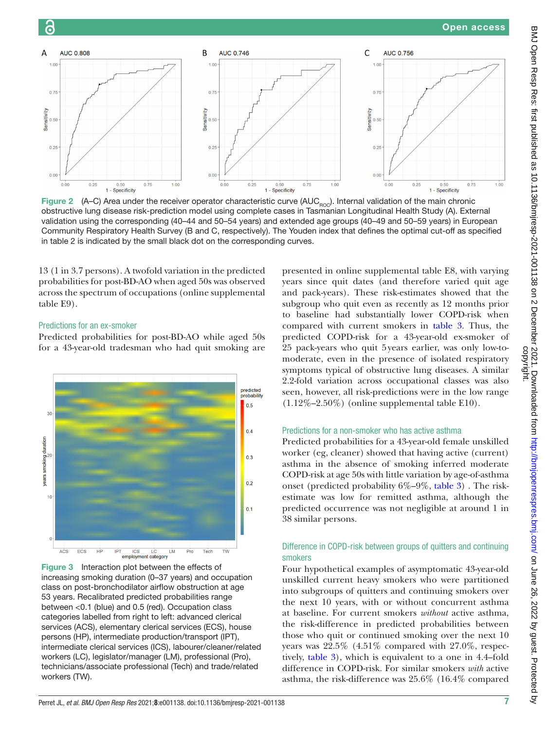Figure 2 (A–C) Area under the receiver operator characteristic curve ($AUC_{ROC}$). Internal validation of the main chronic obstructive lung disease risk-prediction model using complete cases in Tasmanian Longitudinal Health Study (A). External validation using the corresponding (40–44 and 50–54 years) and extended age groups (40–49 and 50–59 years) in European Community Respiratory Health Survey (B and C, respectively). The Youden index that defines the optimal cut-off as specified in table 2 is indicated by the small black dot on the corresponding curves.

13 (1 in 3.7 persons). A twofold variation in the predicted probabilities for post-BD-AO when aged 50s was observed across the spectrum of occupations (online supplemental table E9).

### Predictions for an ex-smoker

Predicted probabilities for post-BD-AO while aged 50s for a 43-year-old tradesman who had quit smoking are presented in online supplemental table E8, with varying years since quit dates (and therefore varied quit age and pack-years). These risk-estimates showed that the subgroup who quit even as recently as 12 months prior to baseline had substantially lower COPD-risk when compared with current smokers in table 3. Thus, the predicted COPD-risk for a 43-year-old ex-smoker of 25 pack-years who quit 5 years earlier, was only low-to-moderate, even in the presence of isolated respiratory symptoms typical of obstructive lung diseases. A similar 2.2-fold variation across occupational classes was also seen, however, all risk-predictions were in the low range (1.12%–2.50%) (online supplemental table E10).

Figure 3 Interaction plot between the effects of increasing smoking duration (0–37 years) and occupation class on post-bronchodilator airflow obstruction at age 53 years. Recalibrated predicted probabilities range between <0.1 (blue) and 0.5 (red). Occupation class categories labelled from right to left: advanced clerical services (ACS), elementary clerical services (ECS), house persons (HP), intermediate production/transport (IPT), intermediate clerical services (ICS), labourer/cleaner/related workers (LC), legislator/manager (LM), professional (Pro), technicians/associate professional (Tech) and trade/related workers (TW).

### Predictions for a non-smoker who has active asthma

Predicted probabilities for a 43-year-old female unskilled worker (eg, cleaner) showed that having active (current) asthma in the absence of smoking inferred moderate COPD-risk at age 50s with little variation by age-of-asthma onset (predicted probability 6%–9%, table 3) . The risk-estimate was low for remitted asthma, although the predicted occurrence was not negligible at around 1 in 38 similar persons.

### Difference in COPD-risk between groups of quitters and continuing smokers

Four hypothetical examples of asymptomatic 43-year-old unskilled current heavy smokers who were partitioned into subgroups of quitters and continuing smokers over the next 10 years, with or without concurrent asthma at baseline. For current smokers *without* active asthma, the risk-difference in predicted probabilities between those who quit or continued smoking over the next 10 years was 22.5% (4.51% compared with 27.0%, respectively, table 3), which is equivalent to a one in 4.4-fold difference in COPD-risk. For similar smokers *with* active asthma, the risk-difference was 25.6% (16.4% compared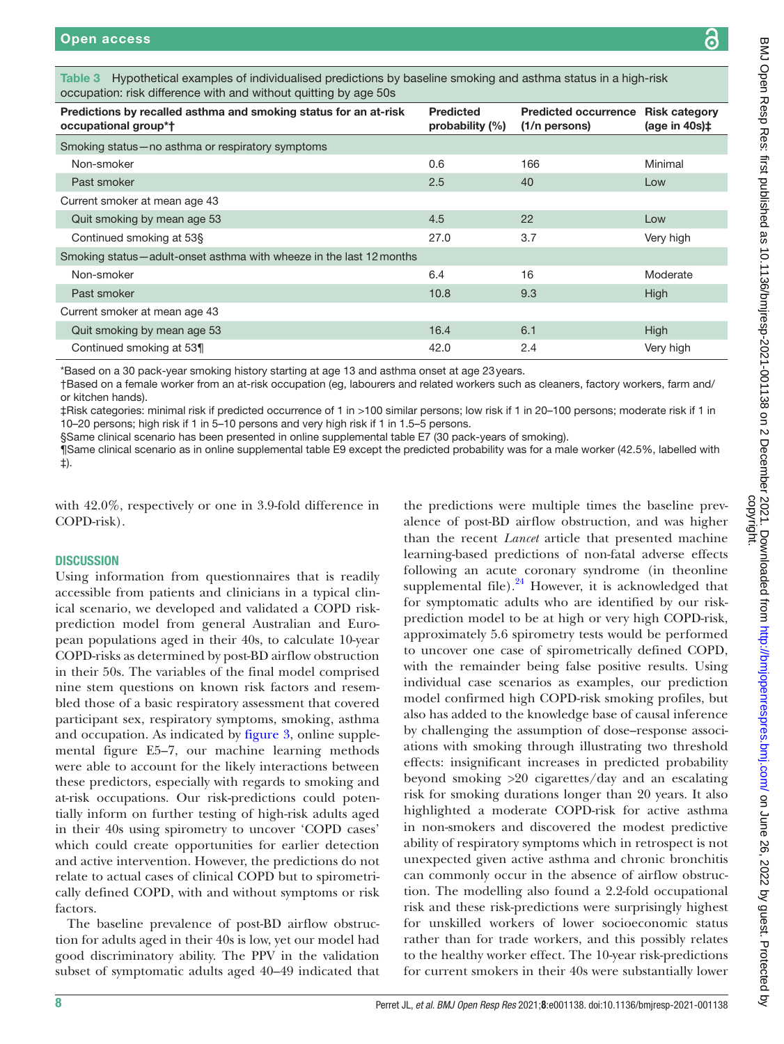**Table 3** Hypothetical examples of individualised predictions by baseline smoking and asthma status in a high-risk occupation: risk difference with and without quitting by age 50s

| Predictions by recalled asthma and smoking status for an at-risk occupational group*† | Predicted probability (%) | Predicted occurrence (1/n persons) | Risk category (age in 40s)‡ |
|---|---|---|---|
| Smoking status—no asthma or respiratory symptoms | | | |
| Non-smoker | 0.6 | 166 | Minimal |
| Past smoker | 2.5 | 40 | Low |
| Current smoker at mean age 43 | | | |
| Quit smoking by mean age 53 | 4.5 | 22 | Low |
| Continued smoking at 53§ | 27.0 | 3.7 | Very high |
| Smoking status—adult-onset asthma with wheeze in the last 12 months | | | |
| Non-smoker | 6.4 | 16 | Moderate |
| Past smoker | 10.8 | 9.3 | High |
| Current smoker at mean age 43 | | | |
| Quit smoking by mean age 53 | 16.4 | 6.1 | High |
| Continued smoking at 53¶ | 42.0 | 2.4 | Very high |

*Based on a 30 pack-year smoking history starting at age 13 and asthma onset at age 23 years.
†Based on a female worker from an at-risk occupation (eg, labourers and related workers such as cleaners, factory workers, farm and/or kitchen hands).
‡Risk categories: minimal risk if predicted occurrence of 1 in >100 similar persons; low risk if 1 in 20–100 persons; moderate risk if 1 in 10–20 persons; high risk if 1 in 5–10 persons and very high risk if 1 in 1.5–5 persons.
§Same clinical scenario has been presented in online supplemental table E7 (30 pack-years of smoking).
¶Same clinical scenario as in online supplemental table E9 except the predicted probability was for a male worker (42.5%, labelled with ‡).

with 42.0%, respectively or one in 3.9-fold difference in COPD-risk).

## DISCUSSION

Using information from questionnaires that is readily accessible from patients and clinicians in a typical clinical scenario, we developed and validated a COPD risk-prediction model from general Australian and European populations aged in their 40s, to calculate 10-year COPD-risks as determined by post-BD airflow obstruction in their 50s. The variables of the final model comprised nine stem questions on known risk factors and resembled those of a basic respiratory assessment that covered participant sex, respiratory symptoms, smoking, asthma and occupation. As indicated by figure 3, online supplemental figure E5–7, our machine learning methods were able to account for the likely interactions between these predictors, especially with regards to smoking and at-risk occupations. Our risk-predictions could potentially inform on further testing of high-risk adults aged in their 40s using spirometry to uncover 'COPD cases' which could create opportunities for earlier detection and active intervention. However, the predictions do not relate to actual cases of clinical COPD but to spirometrically defined COPD, with and without symptoms or risk factors.

The baseline prevalence of post-BD airflow obstruction for adults aged in their 40s is low, yet our model had good discriminatory ability. The PPV in the validation subset of symptomatic adults aged 40–49 indicated that the predictions were multiple times the baseline prevalence of post-BD airflow obstruction, and was higher than the recent *Lancet* article that presented machine learning-based predictions of non-fatal adverse effects following an acute coronary syndrome (in theonline supplemental file).[24] However, it is acknowledged that for symptomatic adults who are identified by our risk-prediction model to be at high or very high COPD-risk, approximately 5.6 spirometry tests would be performed to uncover one case of spirometrically defined COPD, with the remainder being false positive results. Using individual case scenarios as examples, our prediction model confirmed high COPD-risk smoking profiles, but also has added to the knowledge base of causal inference by challenging the assumption of dose–response associations with smoking through illustrating two threshold effects: insignificant increases in predicted probability beyond smoking >20 cigarettes/day and an escalating risk for smoking durations longer than 20 years. It also highlighted a moderate COPD-risk for active asthma in non-smokers and discovered the modest predictive ability of respiratory symptoms which in retrospect is not unexpected given active asthma and chronic bronchitis can commonly occur in the absence of airflow obstruction. The modelling also found a 2.2-fold occupational risk and these risk-predictions were surprisingly highest for unskilled workers of lower socioeconomic status rather than for trade workers, and this possibly relates to the healthy worker effect. The 10-year risk-predictions for current smokers in their 40s were substantially lower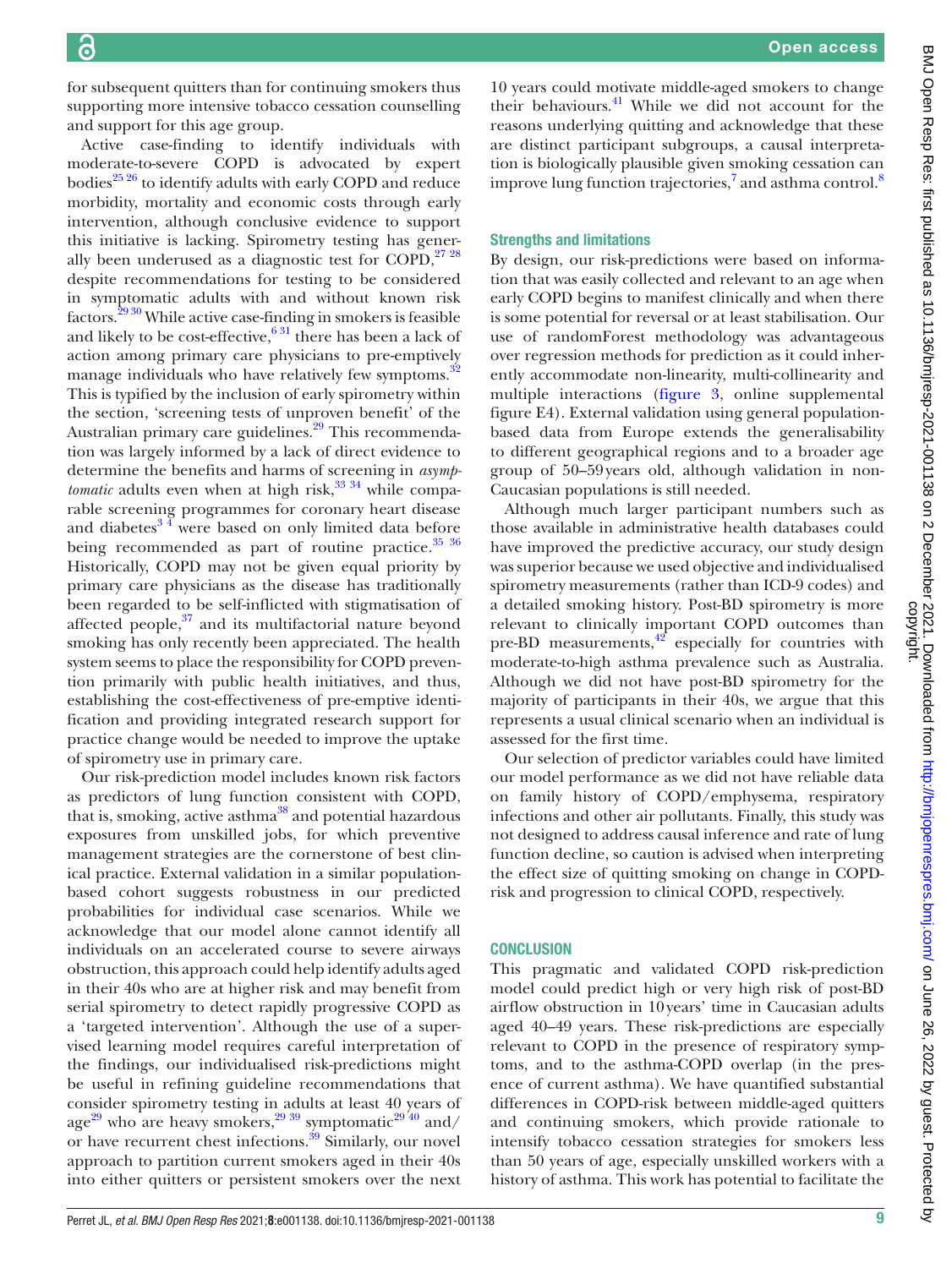for subsequent quitters than for continuing smokers thus supporting more intensive tobacco cessation counselling and support for this age group.

Active case-finding to identify individuals with moderate-to-severe COPD is advocated by expert bodies[25 26] to identify adults with early COPD and reduce morbidity, mortality and economic costs through early intervention, although conclusive evidence to support this initiative is lacking. Spirometry testing has generally been underused as a diagnostic test for COPD,[27 28] despite recommendations for testing to be considered in symptomatic adults with and without known risk factors.[29 30] While active case-finding in smokers is feasible and likely to be cost-effective,[6 31] there has been a lack of action among primary care physicians to pre-emptively manage individuals who have relatively few symptoms.[32] This is typified by the inclusion of early spirometry within the section, 'screening tests of unproven benefit' of the Australian primary care guidelines.[29] This recommendation was largely informed by a lack of direct evidence to determine the benefits and harms of screening in *asymptomatic* adults even when at high risk,[33 34] while comparable screening programmes for coronary heart disease and diabetes[3 4] were based on only limited data before being recommended as part of routine practice.[35 36] Historically, COPD may not be given equal priority by primary care physicians as the disease has traditionally been regarded to be self-inflicted with stigmatisation of affected people,[37] and its multifactorial nature beyond smoking has only recently been appreciated. The health system seems to place the responsibility for COPD prevention primarily with public health initiatives, and thus, establishing the cost-effectiveness of pre-emptive identification and providing integrated research support for practice change would be needed to improve the uptake of spirometry use in primary care.

Our risk-prediction model includes known risk factors as predictors of lung function consistent with COPD, that is, smoking, active asthma[38] and potential hazardous exposures from unskilled jobs, for which preventive management strategies are the cornerstone of best clinical practice. External validation in a similar population-based cohort suggests robustness in our predicted probabilities for individual case scenarios. While we acknowledge that our model alone cannot identify all individuals on an accelerated course to severe airways obstruction, this approach could help identify adults aged in their 40s who are at higher risk and may benefit from serial spirometry to detect rapidly progressive COPD as a 'targeted intervention'. Although the use of a supervised learning model requires careful interpretation of the findings, our individualised risk-predictions might be useful in refining guideline recommendations that consider spirometry testing in adults at least 40 years of age[29] who are heavy smokers,[29 39] symptomatic[29 40] and/or have recurrent chest infections.[39] Similarly, our novel approach to partition current smokers aged in their 40s into either quitters or persistent smokers over the next 10 years could motivate middle-aged smokers to change their behaviours.[41] While we did not account for the reasons underlying quitting and acknowledge that these are distinct participant subgroups, a causal interpretation is biologically plausible given smoking cessation can improve lung function trajectories,[7] and asthma control.[8]

### Strengths and limitations

By design, our risk-predictions were based on information that was easily collected and relevant to an age when early COPD begins to manifest clinically and when there is some potential for reversal or at least stabilisation. Our use of randomForest methodology was advantageous over regression methods for prediction as it could inherently accommodate non-linearity, multi-collinearity and multiple interactions (figure 3, online supplemental figure E4). External validation using general population-based data from Europe extends the generalisability to different geographical regions and to a broader age group of 50–59 years old, although validation in non-Caucasian populations is still needed.

Although much larger participant numbers such as those available in administrative health databases could have improved the predictive accuracy, our study design was superior because we used objective and individualised spirometry measurements (rather than ICD-9 codes) and a detailed smoking history. Post-BD spirometry is more relevant to clinically important COPD outcomes than pre-BD measurements,[42] especially for countries with moderate-to-high asthma prevalence such as Australia. Although we did not have post-BD spirometry for the majority of participants in their 40s, we argue that this represents a usual clinical scenario when an individual is assessed for the first time.

Our selection of predictor variables could have limited our model performance as we did not have reliable data on family history of COPD/emphysema, respiratory infections and other air pollutants. Finally, this study was not designed to address causal inference and rate of lung function decline, so caution is advised when interpreting the effect size of quitting smoking on change in COPD-risk and progression to clinical COPD, respectively.

## CONCLUSION

This pragmatic and validated COPD risk-prediction model could predict high or very high risk of post-BD airflow obstruction in 10 years' time in Caucasian adults aged 40–49 years. These risk-predictions are especially relevant to COPD in the presence of respiratory symptoms, and to the asthma-COPD overlap (in the presence of current asthma). We have quantified substantial differences in COPD-risk between middle-aged quitters and continuing smokers, which provide rationale to intensify tobacco cessation strategies for smokers less than 50 years of age, especially unskilled workers with a history of asthma. This work has potential to facilitate the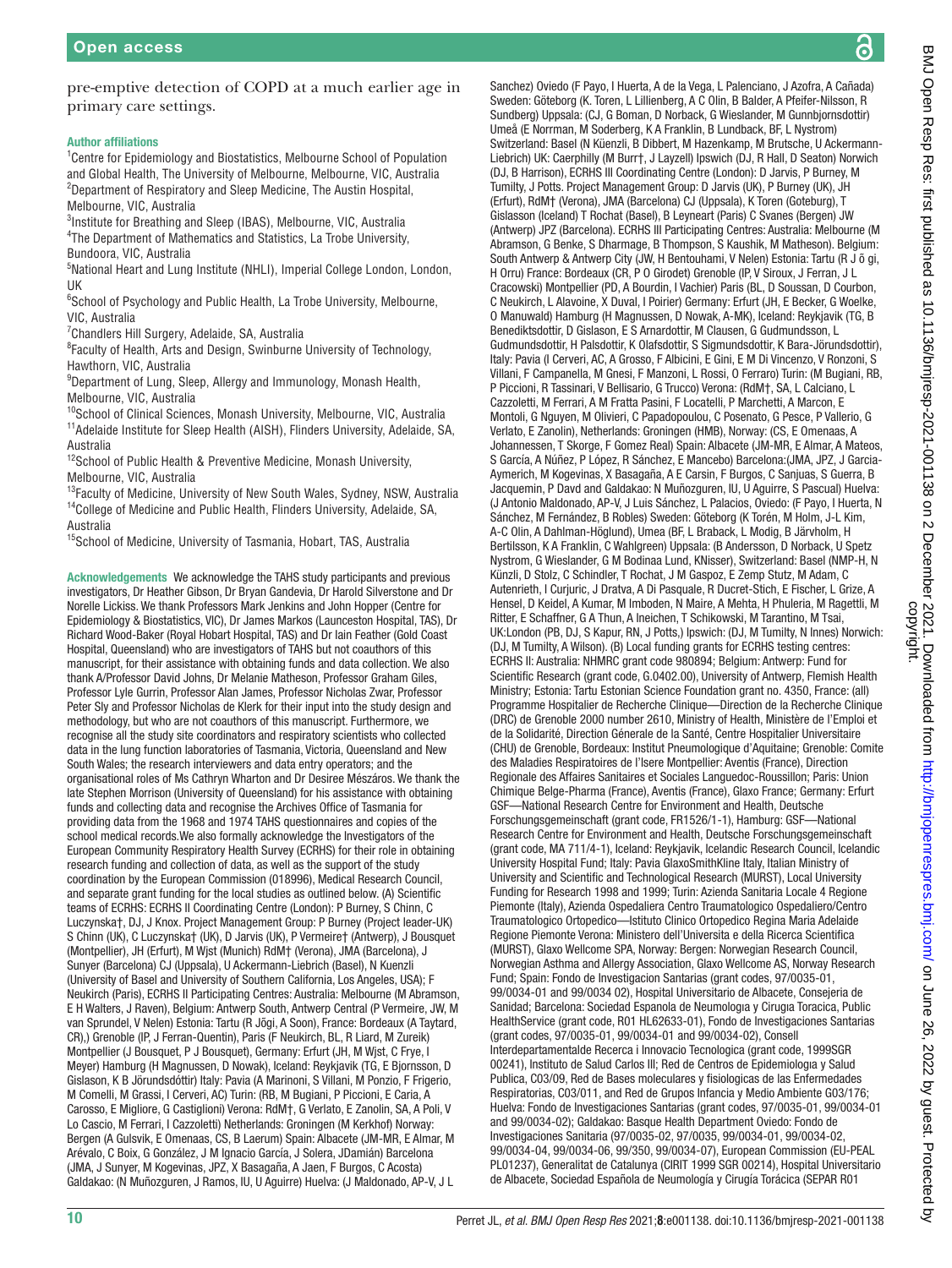pre-emptive detection of COPD at a much earlier age in primary care settings.

**Author affiliations**

[1]Centre for Epidemiology and Biostatistics, Melbourne School of Population and Global Health, The University of Melbourne, Melbourne, VIC, Australia
[2]Department of Respiratory and Sleep Medicine, The Austin Hospital, Melbourne, VIC, Australia
[3]Institute for Breathing and Sleep (IBAS), Melbourne, VIC, Australia
[4]The Department of Mathematics and Statistics, La Trobe University, Bundoora, VIC, Australia
[5]National Heart and Lung Institute (NHLI), Imperial College London, London, UK
[6]School of Psychology and Public Health, La Trobe University, Melbourne, VIC, Australia
[7]Chandlers Hill Surgery, Adelaide, SA, Australia
[8]Faculty of Health, Arts and Design, Swinburne University of Technology, Hawthorn, VIC, Australia
[9]Department of Lung, Sleep, Allergy and Immunology, Monash Health, Melbourne, VIC, Australia
[10]School of Clinical Sciences, Monash University, Melbourne, VIC, Australia
[11]Adelaide Institute for Sleep Health (AISH), Flinders University, Adelaide, SA, Australia
[12]School of Public Health & Preventive Medicine, Monash University, Melbourne, VIC, Australia
[13]Faculty of Medicine, University of New South Wales, Sydney, NSW, Australia
[14]College of Medicine and Public Health, Flinders University, Adelaide, SA, Australia
[15]School of Medicine, University of Tasmania, Hobart, TAS, Australia

**Acknowledgements** We acknowledge the TAHS study participants and previous investigators, Dr Heather Gibson, Dr Bryan Gandevia, Dr Harold Silverstone and Dr Norelle Lickiss. We thank Professors Mark Jenkins and John Hopper (Centre for Epidemiology & Biostatistics, VIC), Dr James Markos (Launceston Hospital, TAS), Dr Richard Wood-Baker (Royal Hobart Hospital, TAS) and Dr Iain Feather (Gold Coast Hospital, Queensland) who are investigators of TAHS but not coauthors of this manuscript, for their assistance with obtaining funds and data collection. We also thank A/Professor David Johns, Dr Melanie Matheson, Professor Graham Giles, Professor Lyle Gurrin, Professor Alan James, Professor Nicholas Zwar, Professor Peter Sly and Professor Nicholas de Klerk for their input into the study design and methodology, but who are not coauthors of this manuscript. Furthermore, we recognise all the study site coordinators and respiratory scientists who collected data in the lung function laboratories of Tasmania, Victoria, Queensland and New South Wales; the research interviewers and data entry operators; and the organisational roles of Ms Cathryn Wharton and Dr Desiree Mészáros. We thank the late Stephen Morrison (University of Queensland) for his assistance with obtaining funds and collecting data and recognise the Archives Office of Tasmania for providing data from the 1968 and 1974 TAHS questionnaires and copies of the school medical records.We also formally acknowledge the Investigators of the European Community Respiratory Health Survey (ECRHS) for their role in obtaining research funding and collection of data, as well as the support of the study coordination by the European Commission (018996), Medical Research Council, and separate grant funding for the local studies as outlined below. (A) Scientific teams of ECRHS: ECRHS II Coordinating Centre (London): P Burney, S Chinn, C Luczynska†, DJ, J Knox. Project Management Group: P Burney (Project leader-UK) S Chinn (UK), C Luczynska† (UK), D Jarvis (UK), P Vermeire† (Antwerp), J Bousquet (Montpellier), JH (Erfurt), M Wjst (Munich) RdM† (Verona), JMA (Barcelona), J Sunyer (Barcelona) CJ (Uppsala), U Ackermann-Liebrich (Basel), N Kuenzli (University of Basel and University of Southern California, Los Angeles, USA); F Neukirch (Paris), ECRHS II Participating Centres: Australia: Melbourne (M Abramson, E H Walters, J Raven), Belgium: Antwerp South, Antwerp Central (P Vermeire, JW, M van Sprundel, V Nelen) Estonia: Tartu (R Jõgi, A Soon), France: Bordeaux (A Taytard, CR),) Grenoble (IP, J Ferran-Quentin), Paris (F Neukirch, BL, R Liard, M Zureik) Montpellier (J Bousquet, P J Bousquet), Germany: Erfurt (JH, M Wjst, C Frye, I Meyer) Hamburg (H Magnussen, D Nowak), Iceland: Reykjavik (TG, E Bjornsson, D Gislason, K B Jörundsdóttir) Italy: Pavia (A Marinoni, S Villani, M Ponzio, F Frigerio, M Comelli, M Grassi, I Cerveri, AC) Turin: (RB, M Bugiani, P Piccioni, E Caria, A Carosso, E Migliore, G Castiglioni) Verona: RdM†, G Verlato, E Zanolin, SA, A Poli, V Lo Cascio, M Ferrari, I Cazzoletti) Netherlands: Groningen (M Kerkhof) Norway: Bergen (A Gulsvik, E Omenaas, CS, B Laerum) Spain: Albacete (JM-MR, E Almar, M Arévalo, C Boix, G González, J M Ignacio García, J Solera, JDamián) Barcelona (JMA, J Sunyer, M Kogevinas, JPZ, X Basagaña, A Jaen, F Burgos, C Acosta) Galdakao: (N Muñozguren, J Ramos, IU, U Aguirre) Huelva: (J Maldonado, AP-V, J L Sanchez) Oviedo (F Payo, I Huerta, A de la Vega, L Palenciano, J Azofra, A Cañada) Sweden: Göteborg (K. Toren, L Lillienberg, A C Olin, B Balder, A Pfeifer-Nilsson, R Sundberg) Uppsala: (CJ, G Boman, D Norback, G Wieslander, M Gunnbjornsdottir) Umeå (E Norrman, M Soderberg, K A Franklin, B Lundback, BF, L Nystrom) Switzerland: Basel (N Küenzli, B Dibbert, M Hazenkamp, M Brutsche, U Ackermann-Liebrich) UK: Caerphilly (M Burr†, J Layzell) Ipswich (DJ, R Hall, D Seaton) Norwich (DJ, B Harrison), ECRHS III Coordinating Centre (London): D Jarvis, P Burney, M Tumilty, J Potts. Project Management Group: D Jarvis (UK), P Burney (UK), JH (Erfurt), RdM† (Verona), JMA (Barcelona) CJ (Uppsala), K Toren (Goteburg), T Gislasson (Iceland) T Rochat (Basel), B Leyneart (Paris) C Svanes (Bergen) JW (Antwerp) JPZ (Barcelona). ECRHS III Participating Centres: Australia: Melbourne (M Abramson, G Benke, S Dharmage, B Thompson, S Kaushik, M Matheson). Belgium: South Antwerp & Antwerp City (JW, H Bentouhami, V Nelen) Estonia: Tartu (R J õ gi, H Orru) France: Bordeaux (CR, P O Girodet) Grenoble (IP, V Siroux, J Ferran, J L Cracowski) Montpellier (PD, A Bourdin, I Vachier) Paris (BL, D Soussan, D Courbon, C Neukirch, L Alavoine, X Duval, I Poirier) Germany: Erfurt (JH, E Becker, G Woelke, O Manuwald) Hamburg (H Magnussen, D Nowak, A-MK), Iceland: Reykjavik (TG, B Benediktsdottir, D Gislason, E S Arnardottir, M Clausen, G Gudmundsson, L Gudmundsdottir, H Palsdottir, K Olafsdottir, S Sigmundsdottir, K Bara-Jörundsdottir), Italy: Pavia (I Cerveri, AC, A Grosso, F Albicini, E Gini, E M Di Vincenzo, V Ronzoni, S Villani, F Campanella, M Gnesi, F Manzoni, L Rossi, O Ferraro) Turin: (M Bugiani, RB, P Piccioni, R Tassinari, V Bellisario, G Trucco) Verona: (RdM†, SA, L Calciano, L Cazzoletti, M Ferrari, A M Fratta Pasini, F Locatelli, P Marchetti, A Marcon, E Montoli, G Nguyen, M Olivieri, C Papadopoulou, C Posenato, G Pesce, P Vallerio, G Verlato, E Zanolin), Netherlands: Groningen (HMB), Norway: (CS, E Omenaas, A Johannessen, T Skorge, F Gomez Real) Spain: Albacete (JM-MR, E Almar, A Mateos, S García, A Núñez, P López, R Sánchez, E Mancebo) Barcelona:(JMA, JPZ, J Garcia-Aymerich, M Kogevinas, X Basagaña, A E Carsin, F Burgos, C Sanjuas, S Guerra, B Jacquemin, P Davd and Galdakao: N Muñozguren, IU, U Aguirre, S Pascual) Huelva: (J Antonio Maldonado, AP-V, J Luis Sánchez, L Palacios, Oviedo: (F Payo, I Huerta, N Sánchez, M Fernández, B Robles) Sweden: Göteborg (K Torén, M Holm, J-L Kim, A-C Olin, A Dahlman-Höglund), Umea (BF, L Braback, L Modig, B Järvholm, H Bertilsson, K A Franklin, C Wahlgreen) Uppsala: (B Andersson, D Norback, U Spetz Nystrom, G Wieslander, G M Bodinaa Lund, KNisser), Switzerland: Basel (NMP-H, N Künzli, D Stolz, C Schindler, T Rochat, J M Gaspoz, E Zemp Stutz, M Adam, C Autenrieth, I Curjuric, J Dratva, A Di Pasquale, R Ducret-Stich, E Fischer, L Grize, A Hensel, D Keidel, A Kumar, M Imboden, N Maire, A Mehta, H Phuleria, M Ragettli, M Ritter, E Schaffner, G A Thun, A Ineichen, T Schikowski, M Tarantino, M Tsai, UK:London (PB, DJ, S Kapur, RN, J Potts,) Ipswich: (DJ, M Tumilty, N Innes) Norwich: (DJ, M Tumilty, A Wilson). (B) Local funding grants for ECRHS testing centres: ECRHS II: Australia: NHMRC grant code 980894; Belgium: Antwerp: Fund for Scientific Research (grant code, G.0402.00), University of Antwerp, Flemish Health Ministry; Estonia: Tartu Estonian Science Foundation grant no. 4350, France: (all) Programme Hospitalier de Recherche Clinique—Direction de la Recherche Clinique (DRC) de Grenoble 2000 number 2610, Ministry of Health, Ministère de l'Emploi et de la Solidarité, Direction Génerale de la Santé, Centre Hospitalier Universitaire (CHU) de Grenoble, Bordeaux: Institut Pneumologique d'Aquitaine; Grenoble: Comite des Maladies Respiratoires de l'Isere Montpellier: Aventis (France), Direction Regionale des Affaires Sanitaires et Sociales Languedoc-Roussillon; Paris: Union Chimique Belge-Pharma (France), Aventis (France), Glaxo France; Germany: Erfurt GSF—National Research Centre for Environment and Health, Deutsche Forschungsgemeinschaft (grant code, FR1526/1-1), Hamburg: GSF—National Research Centre for Environment and Health, Deutsche Forschungsgemeinschaft (grant code, MA 711/4-1), Iceland: Reykjavik, Icelandic Research Council, Icelandic University Hospital Fund; Italy: Pavia GlaxoSmithKline Italy, Italian Ministry of University and Scientific and Technological Research (MURST), Local University Funding for Research 1998 and 1999; Turin: Azienda Sanitaria Locale 4 Regione Piemonte (Italy), Azienda Ospedaliera Centro Traumatologico Ospedaliero/Centro Traumatologico Ortopedico—Istituto Clinico Ortopedico Regina Maria Adelaide Regione Piemonte Verona: Ministero dell'Universita e della Ricerca Scientifica (MURST), Glaxo Wellcome SPA, Norway: Bergen: Norwegian Research Council, Norwegian Asthma and Allergy Association, Glaxo Wellcome AS, Norway Research Fund; Spain: Fondo de Investigacion Santarias (grant codes, 97/0035-01, 99/0034-01 and 99/0034 02), Hospital Universitario de Albacete, Consejeria de Sanidad; Barcelona: Sociedad Espanola de Neumologıa y Cirugıa Toracica, Public HealthService (grant code, R01 HL62633-01), Fondo de Investigaciones Santarias (grant codes, 97/0035-01, 99/0034-01 and 99/0034-02), Consell Interdepartamentalde Recerca i Innovacio Tecnologica (grant code, 1999SGR 00241), Instituto de Salud Carlos III; Red de Centros de Epidemiologıa y Salud Publica, C03/09, Red de Bases moleculares y fisiologicas de las Enfermedades Respiratorias, C03/011, and Red de Grupos Infancia y Medio Ambiente G03/176; Huelva: Fondo de Investigaciones Santarias (grant codes, 97/0035-01, 99/0034-01 and 99/0034-02); Galdakao: Basque Health Department Oviedo: Fondo de Investigaciones Sanitaria (97/0035-02, 97/0035, 99/0034-01, 99/0034-02, 99/0034-04, 99/0034-06, 99/350, 99/0034-07), European Commission (EU-PEAL PL01237), Generalitat de Catalunya (CIRIT 1999 SGR 00214), Hospital Universitario de Albacete, Sociedad Española de Neumología y Cirugía Torácica (SEPAR R01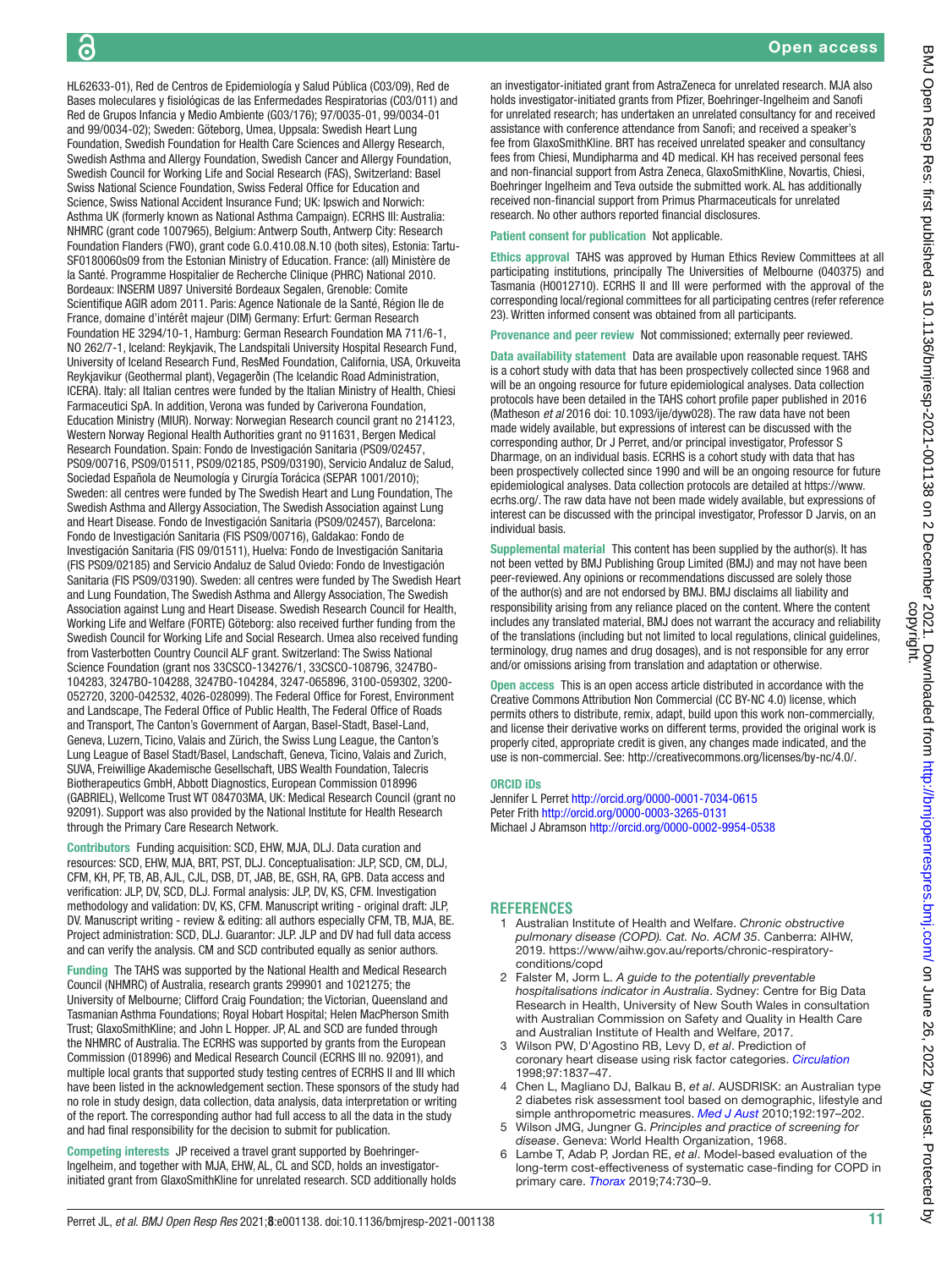HL62633-01), Red de Centros de Epidemiología y Salud Pública (C03/09), Red de Bases moleculares y fisiológicas de las Enfermedades Respiratorias (C03/011) and Red de Grupos Infancia y Medio Ambiente (G03/176); 97/0035-01, 99/0034-01 and 99/0034-02); Sweden: Göteborg, Umea, Uppsala: Swedish Heart Lung Foundation, Swedish Foundation for Health Care Sciences and Allergy Research, Swedish Asthma and Allergy Foundation, Swedish Cancer and Allergy Foundation, Swedish Council for Working Life and Social Research (FAS), Switzerland: Basel Swiss National Science Foundation, Swiss Federal Office for Education and Science, Swiss National Accident Insurance Fund; UK: Ipswich and Norwich: Asthma UK (formerly known as National Asthma Campaign). ECRHS III: Australia: NHMRC (grant code 1007965), Belgium: Antwerp South, Antwerp City: Research Foundation Flanders (FWO), grant code G.0.410.08.N.10 (both sites), Estonia: Tartu-SF0180060s09 from the Estonian Ministry of Education. France: (all) Ministère de la Santé. Programme Hospitalier de Recherche Clinique (PHRC) National 2010. Bordeaux: INSERM U897 Université Bordeaux Segalen, Grenoble: Comite Scientifique AGIR adom 2011. Paris: Agence Nationale de la Santé, Région Ile de France, domaine d'intérêt majeur (DIM) Germany: Erfurt: German Research Foundation HE 3294/10-1, Hamburg: German Research Foundation MA 711/6-1, NO 262/7-1, Iceland: Reykjavik, The Landspitali University Hospital Research Fund, University of Iceland Research Fund, ResMed Foundation, California, USA, Orkuveita Reykjavikur (Geothermal plant), Vegagerðin (The Icelandic Road Administration, ICERA). Italy: all Italian centres were funded by the Italian Ministry of Health, Chiesi Farmaceutici SpA. In addition, Verona was funded by Cariverona Foundation, Education Ministry (MIUR). Norway: Norwegian Research council grant no 214123, Western Norway Regional Health Authorities grant no 911631, Bergen Medical Research Foundation. Spain: Fondo de Investigación Sanitaria (PS09/02457, PS09/00716, PS09/01511, PS09/02185, PS09/03190), Servicio Andaluz de Salud, Sociedad Española de Neumología y Cirurgía Torácica (SEPAR 1001/2010); Sweden: all centres were funded by The Swedish Heart and Lung Foundation, The Swedish Asthma and Allergy Association, The Swedish Association against Lung and Heart Disease. Fondo de Investigación Sanitaria (PS09/02457), Barcelona: Fondo de Investigación Sanitaria (FIS PS09/00716), Galdakao: Fondo de Investigación Sanitaria (FIS 09/01511), Huelva: Fondo de Investigación Sanitaria (FIS PS09/02185) and Servicio Andaluz de Salud Oviedo: Fondo de Investigación Sanitaria (FIS PS09/03190). Sweden: all centres were funded by The Swedish Heart and Lung Foundation, The Swedish Asthma and Allergy Association, The Swedish Association against Lung and Heart Disease. Swedish Research Council for Health, Working Life and Welfare (FORTE) Göteborg: also received further funding from the Swedish Council for Working Life and Social Research. Umea also received funding from Vasterbotten Country Council ALF grant. Switzerland: The Swiss National Science Foundation (grant nos 33CSCO-134276/1, 33CSCO-108796, 3247BO-104283, 3247BO-104288, 3247BO-104284, 3247-065896, 3100-059302, 3200-052720, 3200-042532, 4026-028099). The Federal Office for Forest, Environment and Landscape, The Federal Office of Public Health, The Federal Office of Roads and Transport, The Canton's Government of Aargan, Basel-Stadt, Basel-Land, Geneva, Luzern, Ticino, Valais and Zürich, the Swiss Lung League, the Canton's Lung League of Basel Stadt/Basel, Landschaft, Geneva, Ticino, Valais and Zurich, SUVA, Freiwillige Akademische Gesellschaft, UBS Wealth Foundation, Talecris Biotherapeutics GmbH, Abbott Diagnostics, European Commission 018996 (GABRIEL), Wellcome Trust WT 084703MA, UK: Medical Research Council (grant no 92091). Support was also provided by the National Institute for Health Research through the Primary Care Research Network.

**Contributors** Funding acquisition: SCD, EHW, MJA, DLJ. Data curation and resources: SCD, EHW, MJA, BRT, PST, DLJ. Conceptualisation: JLP, SCD, CM, DLJ, CFM, KH, PF, TB, AB, AJL, CJL, DSB, DT, JAB, BE, GSH, RA, GPB. Data access and verification: JLP, DV, SCD, DLJ. Formal analysis: JLP, DV, KS, CFM. Investigation methodology and validation: DV, KS, CFM. Manuscript writing - original draft: JLP, DV. Manuscript writing - review & editing: all authors especially CFM, TB, MJA, BE. Project administration: SCD, DLJ. Guarantor: JLP. JLP and DV had full data access and can verify the analysis. CM and SCD contributed equally as senior authors.

**Funding** The TAHS was supported by the National Health and Medical Research Council (NHMRC) of Australia, research grants 299901 and 1021275; the University of Melbourne; Clifford Craig Foundation; the Victorian, Queensland and Tasmanian Asthma Foundations; Royal Hobart Hospital; Helen MacPherson Smith Trust; GlaxoSmithKline; and John L Hopper. JP, AL and SCD are funded through the NHMRC of Australia. The ECRHS was supported by grants from the European Commission (018996) and Medical Research Council (ECRHS III no. 92091), and multiple local grants that supported study testing centres of ECRHS II and III which have been listed in the acknowledgement section. These sponsors of the study had no role in study design, data collection, data analysis, data interpretation or writing of the report. The corresponding author had full access to all the data in the study and had final responsibility for the decision to submit for publication.

**Competing interests** JP received a travel grant supported by Boehringer-Ingelheim, and together with MJA, EHW, AL, CL and SCD, holds an investigator-initiated grant from GlaxoSmithKline for unrelated research. SCD additionally holds an investigator-initiated grant from AstraZeneca for unrelated research. MJA also holds investigator-initiated grants from Pfizer, Boehringer-Ingelheim and Sanofi for unrelated research; has undertaken an unrelated consultancy for and received assistance with conference attendance from Sanofi; and received a speaker's fee from GlaxoSmithKline. BRT has received unrelated speaker and consultancy fees from Chiesi, Mundipharma and 4D medical. KH has received personal fees and non-financial support from Astra Zeneca, GlaxoSmithKline, Novartis, Chiesi, Boehringer Ingelheim and Teva outside the submitted work. AL has additionally received non-financial support from Primus Pharmaceuticals for unrelated research. No other authors reported financial disclosures.

**Patient consent for publication** Not applicable.

**Ethics approval** TAHS was approved by Human Ethics Review Committees at all participating institutions, principally The Universities of Melbourne (040375) and Tasmania (H0012710). ECRHS II and III were performed with the approval of the corresponding local/regional committees for all participating centres (refer reference 23). Written informed consent was obtained from all participants.

**Provenance and peer review** Not commissioned; externally peer reviewed.

**Data availability statement** Data are available upon reasonable request. TAHS is a cohort study with data that has been prospectively collected since 1968 and will be an ongoing resource for future epidemiological analyses. Data collection protocols have been detailed in the TAHS cohort profile paper published in 2016 (Matheson *et al* 2016 doi: 10.1093/ije/dyw028). The raw data have not been made widely available, but expressions of interest can be discussed with the corresponding author, Dr J Perret, and/or principal investigator, Professor S Dharmage, on an individual basis. ECRHS is a cohort study with data that has been prospectively collected since 1990 and will be an ongoing resource for future epidemiological analyses. Data collection protocols are detailed at https://www.ecrhs.org/. The raw data have not been made widely available, but expressions of interest can be discussed with the principal investigator, Professor D Jarvis, on an individual basis.

**Supplemental material** This content has been supplied by the author(s). It has not been vetted by BMJ Publishing Group Limited (BMJ) and may not have been peer-reviewed. Any opinions or recommendations discussed are solely those of the author(s) and are not endorsed by BMJ. BMJ disclaims all liability and responsibility arising from any reliance placed on the content. Where the content includes any translated material, BMJ does not warrant the accuracy and reliability of the translations (including but not limited to local regulations, clinical guidelines, terminology, drug names and drug dosages), and is not responsible for any error and/or omissions arising from translation and adaptation or otherwise.

**Open access** This is an open access article distributed in accordance with the Creative Commons Attribution Non Commercial (CC BY-NC 4.0) license, which permits others to distribute, remix, adapt, build upon this work non-commercially, and license their derivative works on different terms, provided the original work is properly cited, appropriate credit is given, any changes made indicated, and the use is non-commercial. See: http://creativecommons.org/licenses/by-nc/4.0/.

**ORCID iDs**

Jennifer L Perret http://orcid.org/0000-0001-7034-0615
Peter Frith http://orcid.org/0000-0003-3265-0131
Michael J Abramson http://orcid.org/0000-0002-9954-0538

## REFERENCES

1. Australian Institute of Health and Welfare. *Chronic obstructive pulmonary disease (COPD). Cat. No. ACM 35*. Canberra: AIHW, 2019. https://www.aihw.gov.au/reports/chronic-respiratory-conditions/copd
2. Falster M, Jorm L. *A guide to the potentially preventable hospitalisations indicator in Australia*. Sydney: Centre for Big Data Research in Health, University of New South Wales in consultation with Australian Commission on Safety and Quality in Health Care and Australian Institute of Health and Welfare, 2017.
3. Wilson PW, D'Agostino RB, Levy D, *et al*. Prediction of coronary heart disease using risk factor categories. *Circulation* 1998;97:1837–47.
4. Chen L, Magliano DJ, Balkau B, *et al*. AUSDRISK: an Australian type 2 diabetes risk assessment tool based on demographic, lifestyle and simple anthropometric measures. *Med J Aust* 2010;192:197–202.
5. Wilson JMG, Jungner G. *Principles and practice of screening for disease*. Geneva: World Health Organization, 1968.
6. Lambe T, Adab P, Jordan RE, *et al*. Model-based evaluation of the long-term cost-effectiveness of systematic case-finding for COPD in primary care. *Thorax* 2019;74:730–9.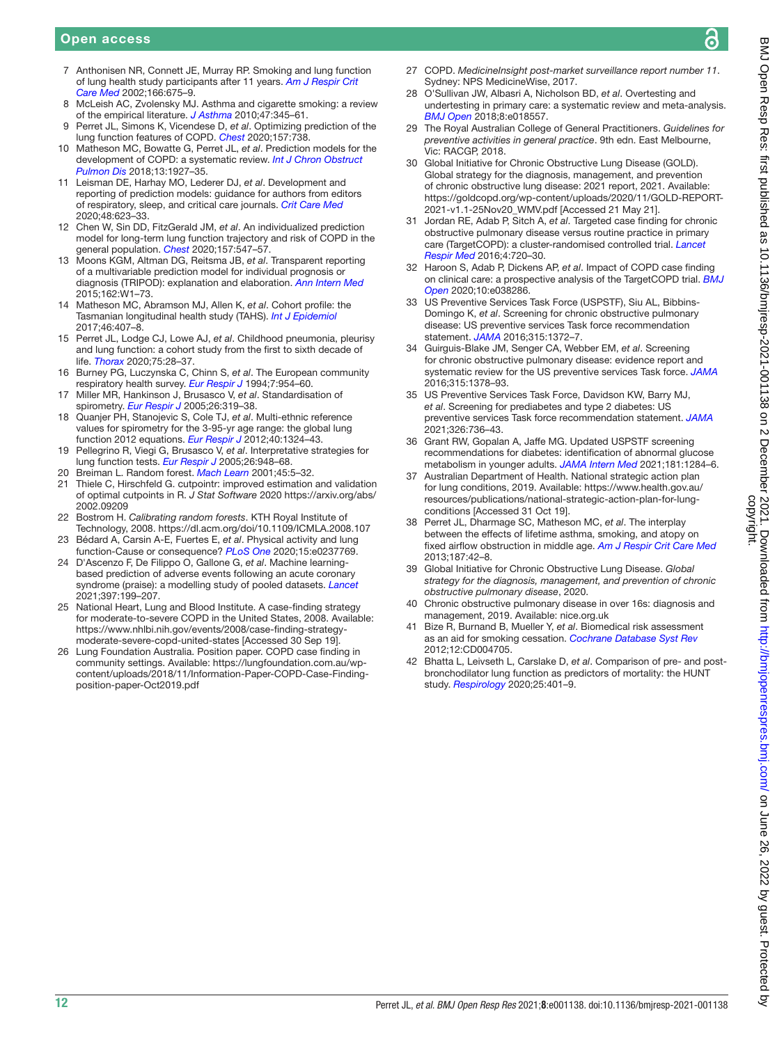7 Anthonisen NR, Connett JE, Murray RP. Smoking and lung function of lung health study participants after 11 years. *Am J Respir Crit Care Med* 2002;166:675–9.

8 McLeish AC, Zvolensky MJ. Asthma and cigarette smoking: a review of the empirical literature. *J Asthma* 2010;47:345–61.

9 Perret JL, Simons K, Vicendese D, *et al*. Optimizing prediction of the lung function features of COPD. *Chest* 2020;157:738.

10 Matheson MC, Bowatte G, Perret JL, *et al*. Prediction models for the development of COPD: a systematic review. *Int J Chron Obstruct Pulmon Dis* 2018;13:1927–35.

11 Leisman DE, Harhay MO, Lederer DJ, *et al*. Development and reporting of prediction models: guidance for authors from editors of respiratory, sleep, and critical care journals. *Crit Care Med* 2020;48:623–33.

12 Chen W, Sin DD, FitzGerald JM, *et al*. An individualized prediction model for long-term lung function trajectory and risk of COPD in the general population. *Chest* 2020;157:547–57.

13 Moons KGM, Altman DG, Reitsma JB, *et al*. Transparent reporting of a multivariable prediction model for individual prognosis or diagnosis (TRIPOD): explanation and elaboration. *Ann Intern Med* 2015;162:W1–73.

14 Matheson MC, Abramson MJ, Allen K, *et al*. Cohort profile: the Tasmanian longitudinal health study (TAHS). *Int J Epidemiol* 2017;46:407–8.

15 Perret JL, Lodge CJ, Lowe AJ, *et al*. Childhood pneumonia, pleurisy and lung function: a cohort study from the first to sixth decade of life. *Thorax* 2020;75:28–37.

16 Burney PG, Luczynska C, Chinn S, *et al*. The European community respiratory health survey. *Eur Respir J* 1994;7:954–60.

17 Miller MR, Hankinson J, Brusasco V, *et al*. Standardisation of spirometry. *Eur Respir J* 2005;26:319–38.

18 Quanjer PH, Stanojevic S, Cole TJ, *et al*. Multi-ethnic reference values for spirometry for the 3-95-yr age range: the global lung function 2012 equations. *Eur Respir J* 2012;40:1324–43.

19 Pellegrino R, Viegi G, Brusasco V, *et al*. Interpretative strategies for lung function tests. *Eur Respir J* 2005;26:948–68.

20 Breiman L. Random forest. *Mach Learn* 2001;45:5–32.

21 Thiele C, Hirschfeld G. cutpointr: improved estimation and validation of optimal cutpoints in R. *J Stat Software* 2020 https://arxiv.org/abs/2002.09209

22 Bostrom H. *Calibrating random forests*. KTH Royal Institute of Technology, 2008. https://dl.acm.org/doi/10.1109/ICMLA.2008.107

23 Bédard A, Carsin A-E, Fuertes E, *et al*. Physical activity and lung function-Cause or consequence? *PLoS One* 2020;15:e0237769.

24 D'Ascenzo F, De Filippo O, Gallone G, *et al*. Machine learning-based prediction of adverse events following an acute coronary syndrome (praise): a modelling study of pooled datasets. *Lancet* 2021;397:199–207.

25 National Heart, Lung and Blood Institute. A case-finding strategy for moderate-to-severe COPD in the United States, 2008. Available: https://www.nhlbi.nih.gov/events/2008/case-finding-strategy-moderate-severe-copd-united-states [Accessed 30 Sep 19].

26 Lung Foundation Australia. Position paper. COPD case finding in community settings. Available: https://lungfoundation.com.au/wp-content/uploads/2018/11/Information-Paper-COPD-Case-Finding-position-paper-Oct2019.pdf

27 COPD. *MedicineInsight post-market surveillance report number 11*. Sydney: NPS MedicineWise, 2017.

28 O'Sullivan JW, Albasri A, Nicholson BD, *et al*. Overtesting and undertesting in primary care: a systematic review and meta-analysis. *BMJ Open* 2018;8:e018557.

29 The Royal Australian College of General Practitioners. *Guidelines for preventive activities in general practice*. 9th edn. East Melbourne, Vic: RACGP, 2018.

30 Global Initiative for Chronic Obstructive Lung Disease (GOLD). Global strategy for the diagnosis, management, and prevention of chronic obstructive lung disease: 2021 report, 2021. Available: https://goldcopd.org/wp-content/uploads/2020/11/GOLD-REPORT-2021-v1.1-25Nov20_WMV.pdf [Accessed 21 May 21].

31 Jordan RE, Adab P, Sitch A, *et al*. Targeted case finding for chronic obstructive pulmonary disease versus routine practice in primary care (TargetCOPD): a cluster-randomised controlled trial. *Lancet Respir Med* 2016;4:720–30.

32 Haroon S, Adab P, Dickens AP, *et al*. Impact of COPD case finding on clinical care: a prospective analysis of the TargetCOPD trial. *BMJ Open* 2020;10:e038286.

33 US Preventive Services Task Force (USPSTF), Siu AL, Bibbins-Domingo K, *et al*. Screening for chronic obstructive pulmonary disease: US preventive services Task force recommendation statement. *JAMA* 2016;315:1372–7.

34 Guirguis-Blake JM, Senger CA, Webber EM, *et al*. Screening for chronic obstructive pulmonary disease: evidence report and systematic review for the US preventive services Task force. *JAMA* 2016;315:1378–93.

35 US Preventive Services Task Force, Davidson KW, Barry MJ, *et al*. Screening for prediabetes and type 2 diabetes: US preventive services Task force recommendation statement. *JAMA* 2021;326:736–43.

36 Grant RW, Gopalan A, Jaffe MG. Updated USPSTF screening recommendations for diabetes: identification of abnormal glucose metabolism in younger adults. *JAMA Intern Med* 2021;181:1284–6.

37 Australian Department of Health. National strategic action plan for lung conditions, 2019. Available: https://www.health.gov.au/resources/publications/national-strategic-action-plan-for-lung-conditions [Accessed 31 Oct 19].

38 Perret JL, Dharmage SC, Matheson MC, *et al*. The interplay between the effects of lifetime asthma, smoking, and atopy on fixed airflow obstruction in middle age. *Am J Respir Crit Care Med* 2013;187:42–8.

39 Global Initiative for Chronic Obstructive Lung Disease. *Global strategy for the diagnosis, management, and prevention of chronic obstructive pulmonary disease*, 2020.

40 Chronic obstructive pulmonary disease in over 16s: diagnosis and management, 2019. Available: nice.org.uk

41 Bize R, Burnand B, Mueller Y, *et al*. Biomedical risk assessment as an aid for smoking cessation. *Cochrane Database Syst Rev* 2012;12:CD004705.

42 Bhatta L, Leivseth L, Carslake D, *et al*. Comparison of pre- and post-bronchodilator lung function as predictors of mortality: the HUNT study. *Respirology* 2020;25:401–9.